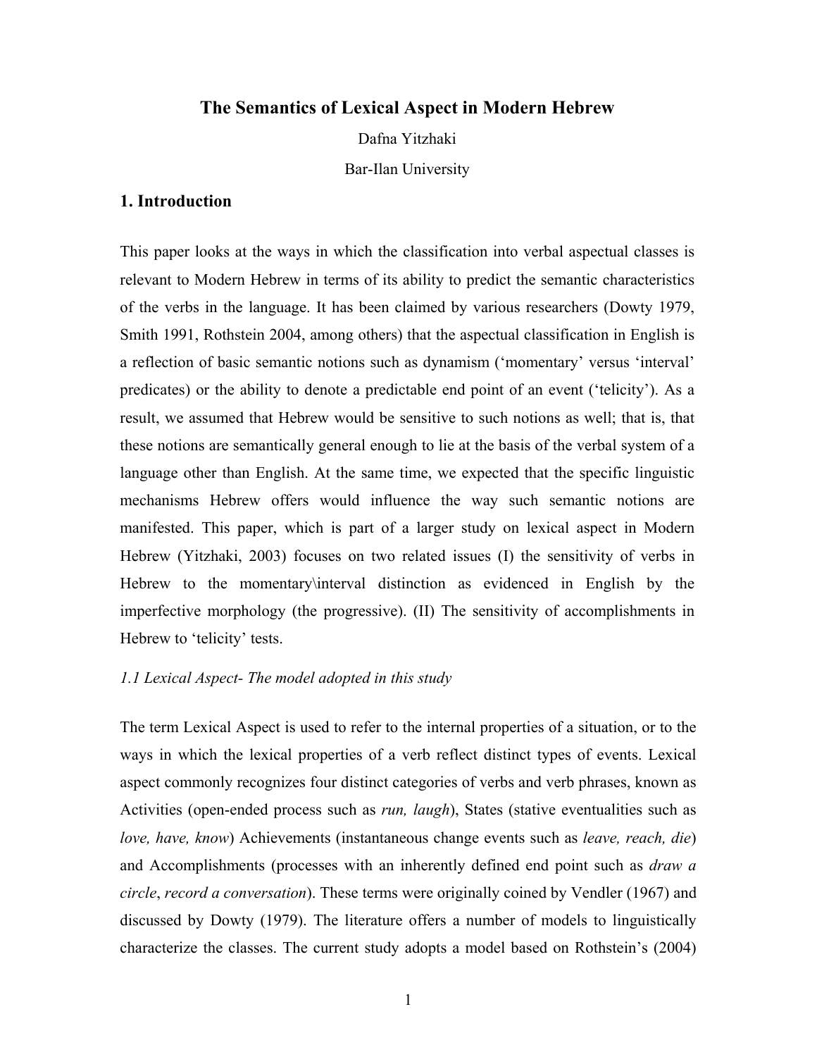# The Semantics of Lexical Aspect in Modern Hebrew

Dafna Yitzhaki

Bar-Ilan University

## 1. Introduction

This paper looks at the ways in which the classification into verbal aspectual classes is relevant to Modern Hebrew in terms of its ability to predict the semantic characteristics of the verbs in the language. It has been claimed by various researchers (Dowty 1979, Smith 1991, Rothstein 2004, among others) that the aspectual classification in English is a reflection of basic semantic notions such as dynamism ('momentary' versus 'interval' predicates) or the ability to denote a predictable end point of an event ('telicity'). As a result, we assumed that Hebrew would be sensitive to such notions as well; that is, that these notions are semantically general enough to lie at the basis of the verbal system of a language other than English. At the same time, we expected that the specific linguistic mechanisms Hebrew offers would influence the way such semantic notions are manifested. This paper, which is part of a larger study on lexical aspect in Modern Hebrew (Yitzhaki, 2003) focuses on two related issues (I) the sensitivity of verbs in Hebrew to the momentary\interval distinction as evidenced in English by the imperfective morphology (the progressive). (II) The sensitivity of accomplishments in Hebrew to 'telicity' tests.

### *1.1 Lexical Aspect- The model adopted in this study*

The term Lexical Aspect is used to refer to the internal properties of a situation, or to the ways in which the lexical properties of a verb reflect distinct types of events. Lexical aspect commonly recognizes four distinct categories of verbs and verb phrases, known as Activities (open-ended process such as *run, laugh*), States (stative eventualities such as *love, have, know*) Achievements (instantaneous change events such as *leave, reach, die*) and Accomplishments (processes with an inherently defined end point such as *draw a circle*, *record a conversation*). These terms were originally coined by Vendler (1967) and discussed by Dowty (1979). The literature offers a number of models to linguistically characterize the classes. The current study adopts a model based on Rothstein's (2004)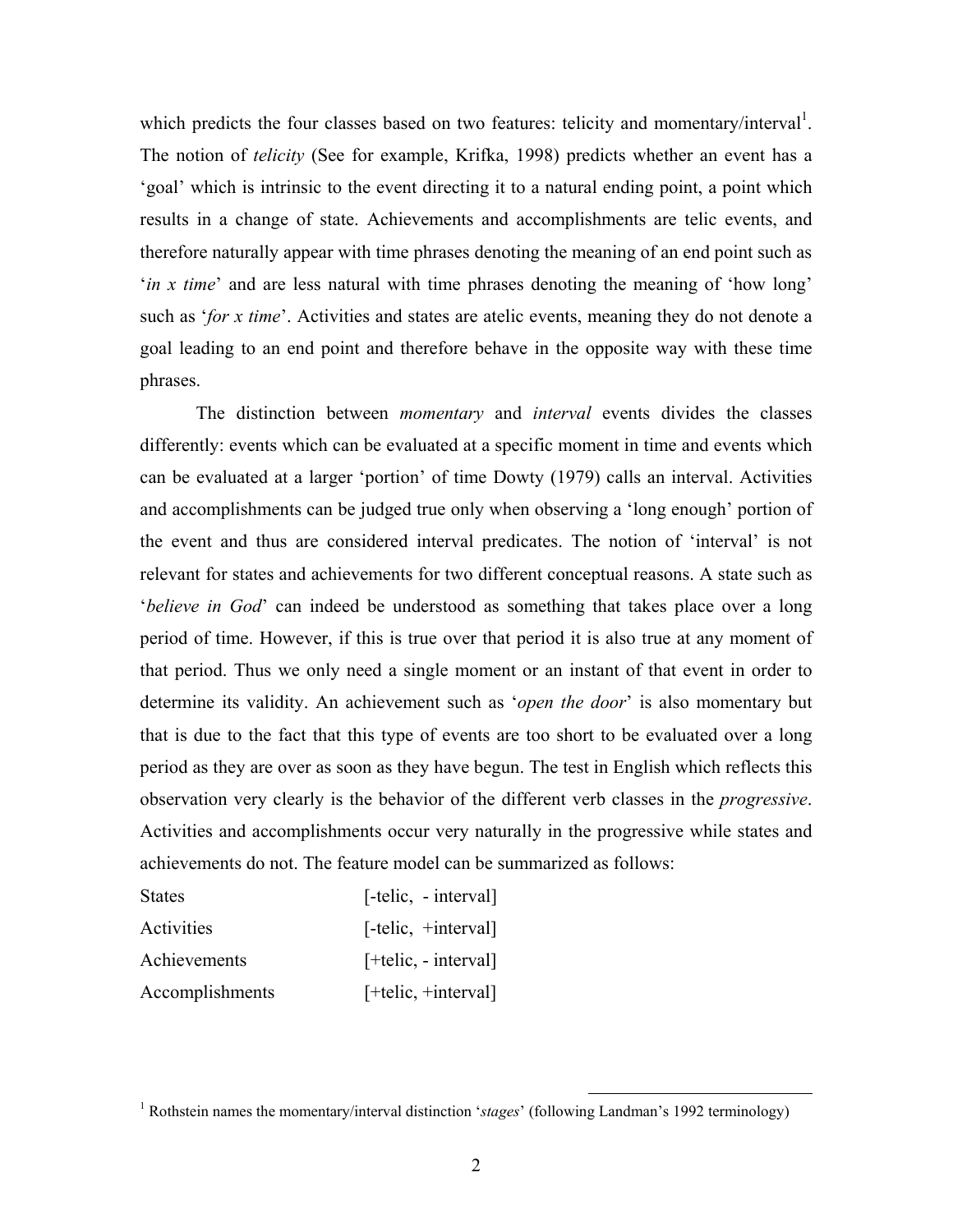which predicts the four classes based on two features: telicity and momentary/interval[1]. The notion of *telicity* (See for example, Krifka, 1998) predicts whether an event has a 'goal' which is intrinsic to the event directing it to a natural ending point, a point which results in a change of state. Achievements and accomplishments are telic events, and therefore naturally appear with time phrases denoting the meaning of an end point such as '*in x time*' and are less natural with time phrases denoting the meaning of 'how long' such as '*for x time*'. Activities and states are atelic events, meaning they do not denote a goal leading to an end point and therefore behave in the opposite way with these time phrases.

The distinction between *momentary* and *interval* events divides the classes differently: events which can be evaluated at a specific moment in time and events which can be evaluated at a larger 'portion' of time Dowty (1979) calls an interval. Activities and accomplishments can be judged true only when observing a 'long enough' portion of the event and thus are considered interval predicates. The notion of 'interval' is not relevant for states and achievements for two different conceptual reasons. A state such as '*believe in God*' can indeed be understood as something that takes place over a long period of time. However, if this is true over that period it is also true at any moment of that period. Thus we only need a single moment or an instant of that event in order to determine its validity. An achievement such as '*open the door*' is also momentary but that is due to the fact that this type of events are too short to be evaluated over a long period as they are over as soon as they have begun. The test in English which reflects this observation very clearly is the behavior of the different verb classes in the *progressive*. Activities and accomplishments occur very naturally in the progressive while states and achievements do not. The feature model can be summarized as follows:

| | |
|---|---|
| States | [-telic, - interval] |
| Activities | [-telic, +interval] |
| Achievements | [+telic, - interval] |
| Accomplishments | [+telic, +interval] |

[1] Rothstein names the momentary/interval distinction '*stages*' (following Landman's 1992 terminology)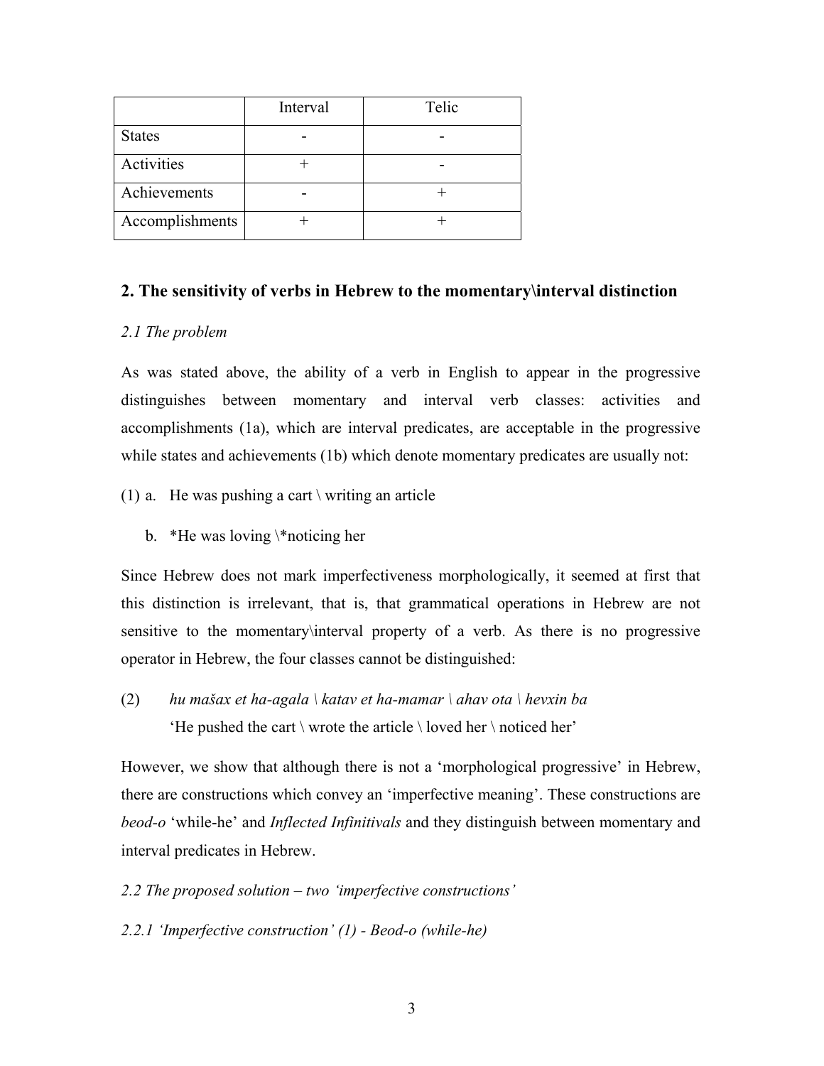| | Interval | Telic |
|---|---|---|
| States | - | - |
| Activities | + | - |
| Achievements | - | + |
| Accomplishments | + | + |

## 2. The sensitivity of verbs in Hebrew to the momentary\interval distinction

*2.1 The problem*

As was stated above, the ability of a verb in English to appear in the progressive distinguishes between momentary and interval verb classes: activities and accomplishments (1a), which are interval predicates, are acceptable in the progressive while states and achievements (1b) which denote momentary predicates are usually not:

(1) a. He was pushing a cart \ writing an article

b. *He was loving \*noticing her

Since Hebrew does not mark imperfectiveness morphologically, it seemed at first that this distinction is irrelevant, that is, that grammatical operations in Hebrew are not sensitive to the momentary\interval property of a verb. As there is no progressive operator in Hebrew, the four classes cannot be distinguished:

(2) *hu mašax et ha-agala \ katav et ha-mamar \ ahav ota \ hevxin ba*
'He pushed the cart \ wrote the article \ loved her \ noticed her'

However, we show that although there is not a 'morphological progressive' in Hebrew, there are constructions which convey an 'imperfective meaning'. These constructions are *beod-o* 'while-he' and *Inflected Infinitivals* and they distinguish between momentary and interval predicates in Hebrew.

*2.2 The proposed solution – two 'imperfective constructions'*

*2.2.1 'Imperfective construction' (1) - Beod-o (while-he)*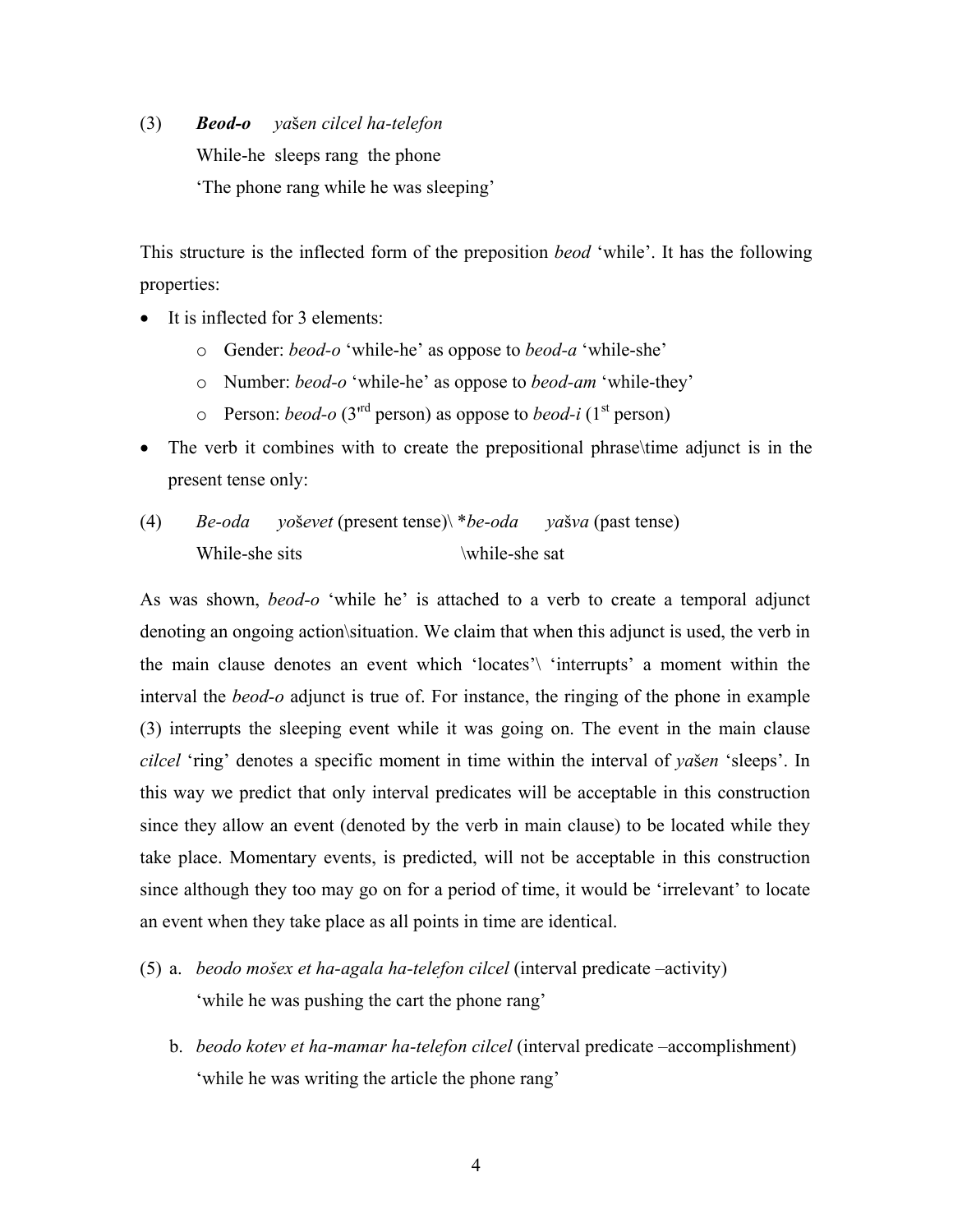(3) ***Beod-o*** *yašen cilcel ha-telefon*
While-he sleeps rang the phone
'The phone rang while he was sleeping'

This structure is the inflected form of the preposition *beod* 'while'. It has the following properties:

- It is inflected for 3 elements:
  - Gender: *beod-o* 'while-he' as oppose to *beod-a* 'while-she'
  - Number: *beod-o* 'while-he' as oppose to *beod-am* 'while-they'
  - Person: *beod-o* (3[rd] person) as oppose to *beod-i* (1[st] person)
- The verb it combines with to create the prepositional phrase\time adjunct is in the present tense only:

(4) *Be-oda yoševet* (present tense)\ **be-oda yašva* (past tense)
While-she sits \while-she sat

As was shown, *beod-o* 'while he' is attached to a verb to create a temporal adjunct denoting an ongoing action\situation. We claim that when this adjunct is used, the verb in the main clause denotes an event which 'locates'\ 'interrupts' a moment within the interval the *beod-o* adjunct is true of. For instance, the ringing of the phone in example (3) interrupts the sleeping event while it was going on. The event in the main clause *cilcel* 'ring' denotes a specific moment in time within the interval of *yašen* 'sleeps'. In this way we predict that only interval predicates will be acceptable in this construction since they allow an event (denoted by the verb in main clause) to be located while they take place. Momentary events, is predicted, will not be acceptable in this construction since although they too may go on for a period of time, it would be 'irrelevant' to locate an event when they take place as all points in time are identical.

(5) a. *beodo mošex et ha-agala ha-telefon cilcel* (interval predicate –activity)
'while he was pushing the cart the phone rang'

b. *beodo kotev et ha-mamar ha-telefon cilcel* (interval predicate –accomplishment)
'while he was writing the article the phone rang'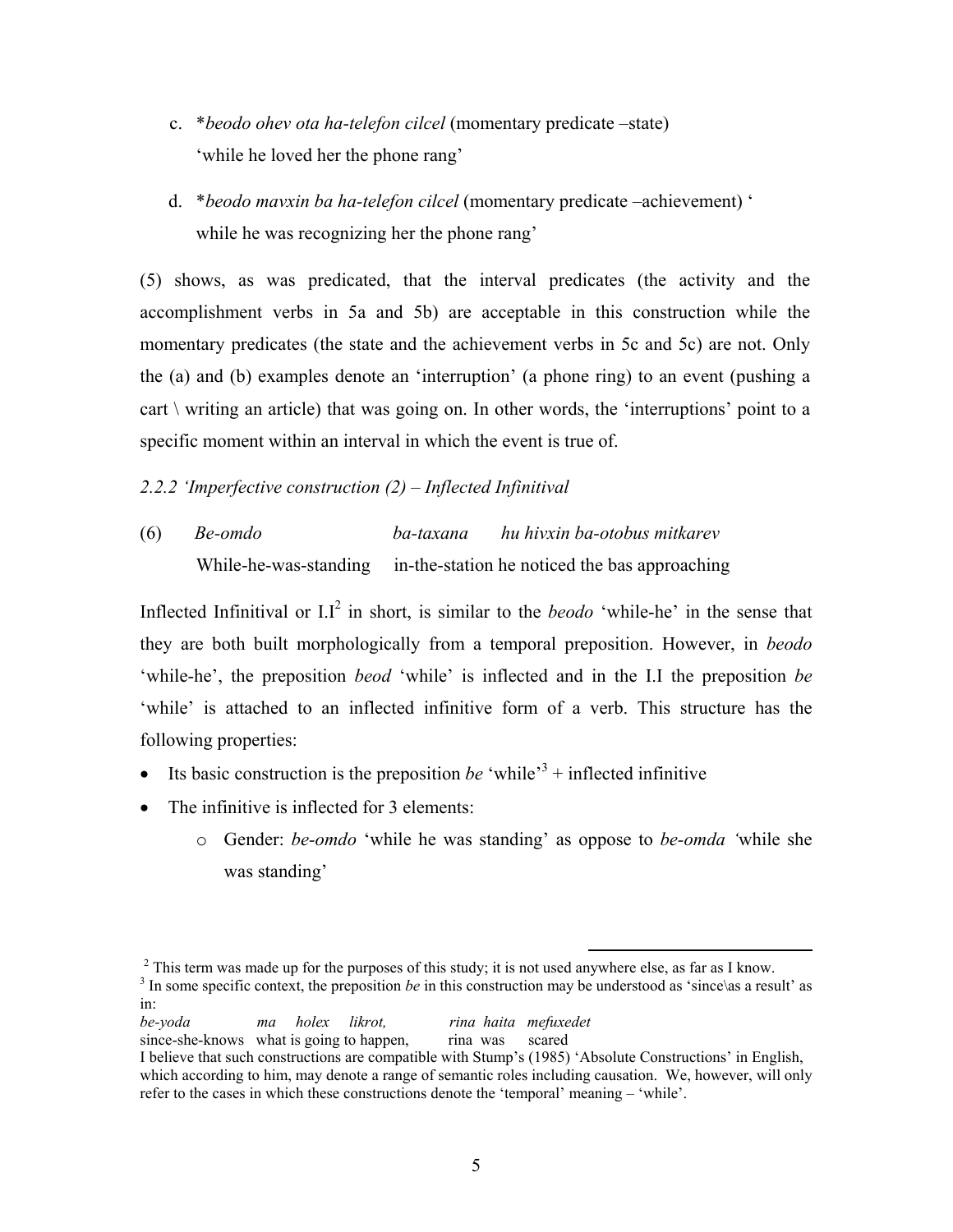c. **beodo ohev ota ha-telefon cilcel* (momentary predicate –state)
   'while he loved her the phone rang'

d. **beodo mavxin ba ha-telefon cilcel* (momentary predicate –achievement) 'while he was recognizing her the phone rang'

(5) shows, as was predicated, that the interval predicates (the activity and the accomplishment verbs in 5a and 5b) are acceptable in this construction while the momentary predicates (the state and the achievement verbs in 5c and 5c) are not. Only the (a) and (b) examples denote an 'interruption' (a phone ring) to an event (pushing a cart \ writing an article) that was going on. In other words, the 'interruptions' point to a specific moment within an interval in which the event is true of.

*2.2.2 'Imperfective construction (2) – Inflected Infinitival*

(6) *Be-omdo ba-taxana hu hivxin ba-otobus mitkarev*
While-he-was-standing in-the-station he noticed the bas approaching

Inflected Infinitival or I.I[2] in short, is similar to the *beodo* 'while-he' in the sense that they are both built morphologically from a temporal preposition. However, in *beodo* 'while-he', the preposition *beod* 'while' is inflected and in the I.I the preposition *be* 'while' is attached to an inflected infinitive form of a verb. This structure has the following properties:

- Its basic construction is the preposition *be* 'while'[3] + inflected infinitive
- The infinitive is inflected for 3 elements:
  - Gender: *be-omdo* 'while he was standing' as oppose to *be-omda* 'while she was standing'

---

[2] This term was made up for the purposes of this study; it is not used anywhere else, as far as I know.

[3] In some specific context, the preposition *be* in this construction may be understood as 'since\as a result' as in:

*be-yoda ma holex likrot, rina haita mefuxedet*
since-she-knows what is going to happen, rina was scared

I believe that such constructions are compatible with Stump's (1985) 'Absolute Constructions' in English, which according to him, may denote a range of semantic roles including causation. We, however, will only refer to the cases in which these constructions denote the 'temporal' meaning – 'while'.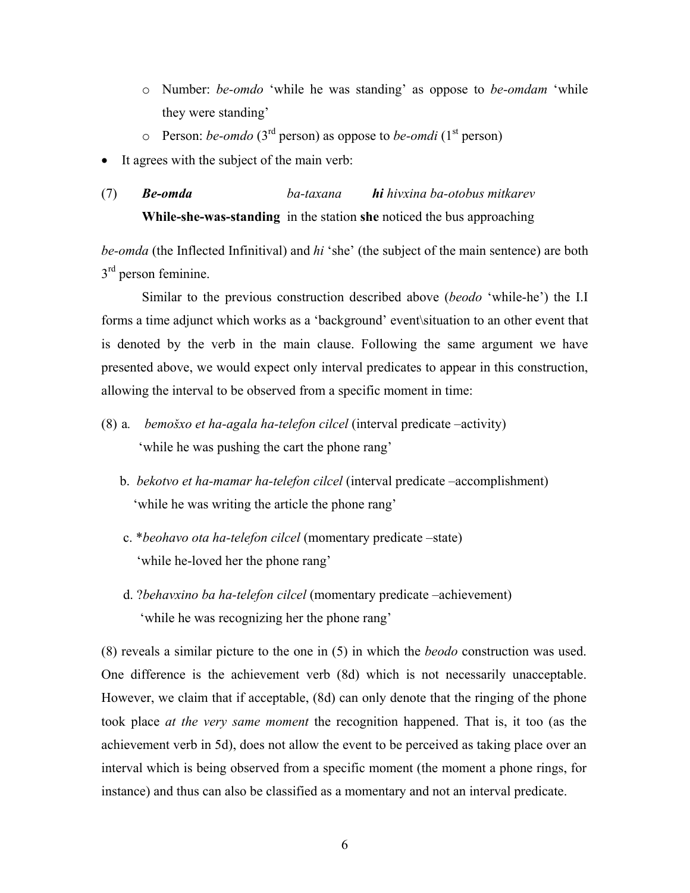- Number: *be-omdo* 'while he was standing' as oppose to *be-omdam* 'while they were standing'
- Person: *be-omdo* (3rd person) as oppose to *be-omdi* (1st person)

- It agrees with the subject of the main verb:

(7) ***Be-omda*** *ba-taxana* ***hi*** *hivxina ba-otobus mitkarev*
**While-she-was-standing** in the station **she** noticed the bus approaching

*be-omda* (the Inflected Infinitival) and *hi* 'she' (the subject of the main sentence) are both 3rd person feminine.

Similar to the previous construction described above (*beodo* 'while-he') the I.I forms a time adjunct which works as a 'background' event\situation to an other event that is denoted by the verb in the main clause. Following the same argument we have presented above, we would expect only interval predicates to appear in this construction, allowing the interval to be observed from a specific moment in time:

(8) a. *bemošxo et ha-agala ha-telefon cilcel* (interval predicate –activity)
'while he was pushing the cart the phone rang'

b. *bekotvo et ha-mamar ha-telefon cilcel* (interval predicate –accomplishment)
'while he was writing the article the phone rang'

c. \**beohavo ota ha-telefon cilcel* (momentary predicate –state)
'while he-loved her the phone rang'

d. ?*behavxino ba ha-telefon cilcel* (momentary predicate –achievement)
'while he was recognizing her the phone rang'

(8) reveals a similar picture to the one in (5) in which the *beodo* construction was used. One difference is the achievement verb (8d) which is not necessarily unacceptable. However, we claim that if acceptable, (8d) can only denote that the ringing of the phone took place *at the very same moment* the recognition happened. That is, it too (as the achievement verb in 5d), does not allow the event to be perceived as taking place over an interval which is being observed from a specific moment (the moment a phone rings, for instance) and thus can also be classified as a momentary and not an interval predicate.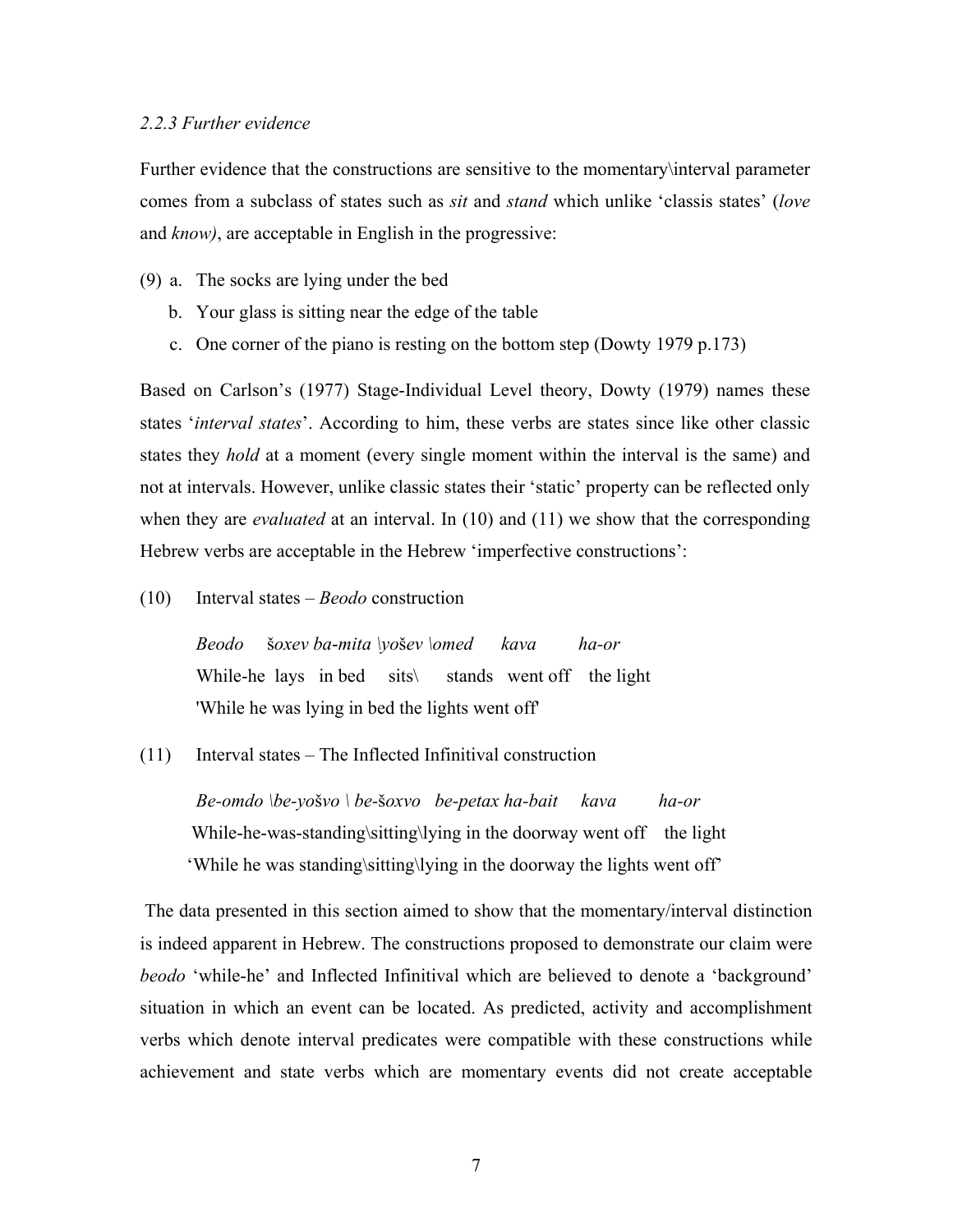*2.2.3 Further evidence*

Further evidence that the constructions are sensitive to the momentary\interval parameter comes from a subclass of states such as *sit* and *stand* which unlike 'classis states' (*love* and *know)*, are acceptable in English in the progressive:

(9) a. The socks are lying under the bed

  b. Your glass is sitting near the edge of the table

  c. One corner of the piano is resting on the bottom step (Dowty 1979 p.173)

Based on Carlson's (1977) Stage-Individual Level theory, Dowty (1979) names these states '*interval states*'. According to him, these verbs are states since like other classic states they *hold* at a moment (every single moment within the interval is the same) and not at intervals. However, unlike classic states their 'static' property can be reflected only when they are *evaluated* at an interval. In (10) and (11) we show that the corresponding Hebrew verbs are acceptable in the Hebrew 'imperfective constructions':

(10) Interval states – *Beodo* construction

*Beodo* š*oxev ba-mita \yo*š*ev \omed kava ha-or*
While-he lays in bed sits\ stands went off the light
'While he was lying in bed the lights went off'

(11) Interval states – The Inflected Infinitival construction

*Be-omdo \be-yo*š*vo \ be-*š*oxvo be-petax ha-bait kava ha-or*
While-he-was-standing\sitting\lying in the doorway went off the light
'While he was standing\sitting\lying in the doorway the lights went off'

The data presented in this section aimed to show that the momentary/interval distinction is indeed apparent in Hebrew. The constructions proposed to demonstrate our claim were *beodo* 'while-he' and Inflected Infinitival which are believed to denote a 'background' situation in which an event can be located. As predicted, activity and accomplishment verbs which denote interval predicates were compatible with these constructions while achievement and state verbs which are momentary events did not create acceptable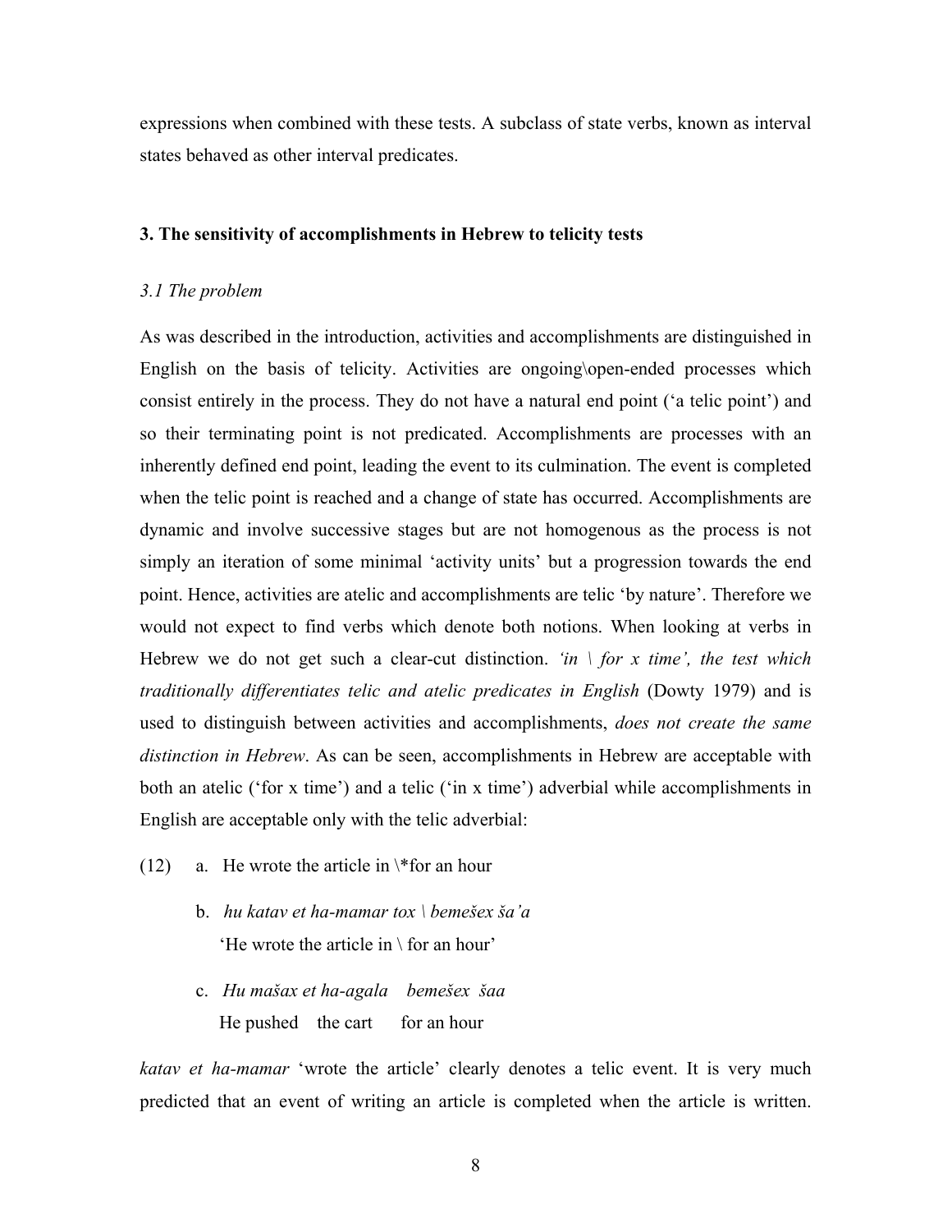expressions when combined with these tests. A subclass of state verbs, known as interval states behaved as other interval predicates.

### 3. The sensitivity of accomplishments in Hebrew to telicity tests

*3.1 The problem*

As was described in the introduction, activities and accomplishments are distinguished in English on the basis of telicity. Activities are ongoing\open-ended processes which consist entirely in the process. They do not have a natural end point ('a telic point') and so their terminating point is not predicated. Accomplishments are processes with an inherently defined end point, leading the event to its culmination. The event is completed when the telic point is reached and a change of state has occurred. Accomplishments are dynamic and involve successive stages but are not homogenous as the process is not simply an iteration of some minimal 'activity units' but a progression towards the end point. Hence, activities are atelic and accomplishments are telic 'by nature'. Therefore we would not expect to find verbs which denote both notions. When looking at verbs in Hebrew we do not get such a clear-cut distinction. *'in \ for x time', the test which traditionally differentiates telic and atelic predicates in English* (Dowty 1979) and is used to distinguish between activities and accomplishments, *does not create the same distinction in Hebrew*. As can be seen, accomplishments in Hebrew are acceptable with both an atelic ('for x time') and a telic ('in x time') adverbial while accomplishments in English are acceptable only with the telic adverbial:

(12) a. He wrote the article in \*for an hour

b. *hu katav et ha-mamar tox \ bemešex ša'a*
'He wrote the article in \ for an hour'

c. *Hu mašax et ha-agala bemešex šaa*
He pushed the cart for an hour

*katav et ha-mamar* 'wrote the article' clearly denotes a telic event. It is very much predicted that an event of writing an article is completed when the article is written.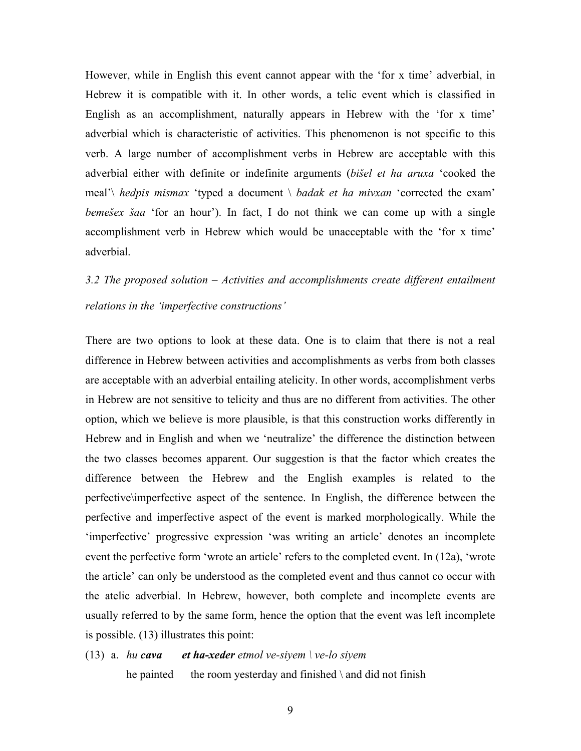However, while in English this event cannot appear with the 'for x time' adverbial, in Hebrew it is compatible with it. In other words, a telic event which is classified in English as an accomplishment, naturally appears in Hebrew with the 'for x time' adverbial which is characteristic of activities. This phenomenon is not specific to this verb. A large number of accomplishment verbs in Hebrew are acceptable with this adverbial either with definite or indefinite arguments (*bišel et ha aruxa* 'cooked the meal'\ *hedpis mismax* 'typed a document \ *badak et ha mivxan* 'corrected the exam' *bemešex šaa* 'for an hour'). In fact, I do not think we can come up with a single accomplishment verb in Hebrew which would be unacceptable with the 'for x time' adverbial.

### *3.2 The proposed solution – Activities and accomplishments create different entailment relations in the 'imperfective constructions'*

There are two options to look at these data. One is to claim that there is not a real difference in Hebrew between activities and accomplishments as verbs from both classes are acceptable with an adverbial entailing atelicity. In other words, accomplishment verbs in Hebrew are not sensitive to telicity and thus are no different from activities. The other option, which we believe is more plausible, is that this construction works differently in Hebrew and in English and when we 'neutralize' the difference the distinction between the two classes becomes apparent. Our suggestion is that the factor which creates the difference between the Hebrew and the English examples is related to the perfective\imperfective aspect of the sentence. In English, the difference between the perfective and imperfective aspect of the event is marked morphologically. While the 'imperfective' progressive expression 'was writing an article' denotes an incomplete event the perfective form 'wrote an article' refers to the completed event. In (12a), 'wrote the article' can only be understood as the completed event and thus cannot co occur with the atelic adverbial. In Hebrew, however, both complete and incomplete events are usually referred to by the same form, hence the option that the event was left incomplete is possible. (13) illustrates this point:

(13) a. *hu **cava** **et ha-xeder** etmol ve-siyem \ ve-lo siyem*
he painted the room yesterday and finished \ and did not finish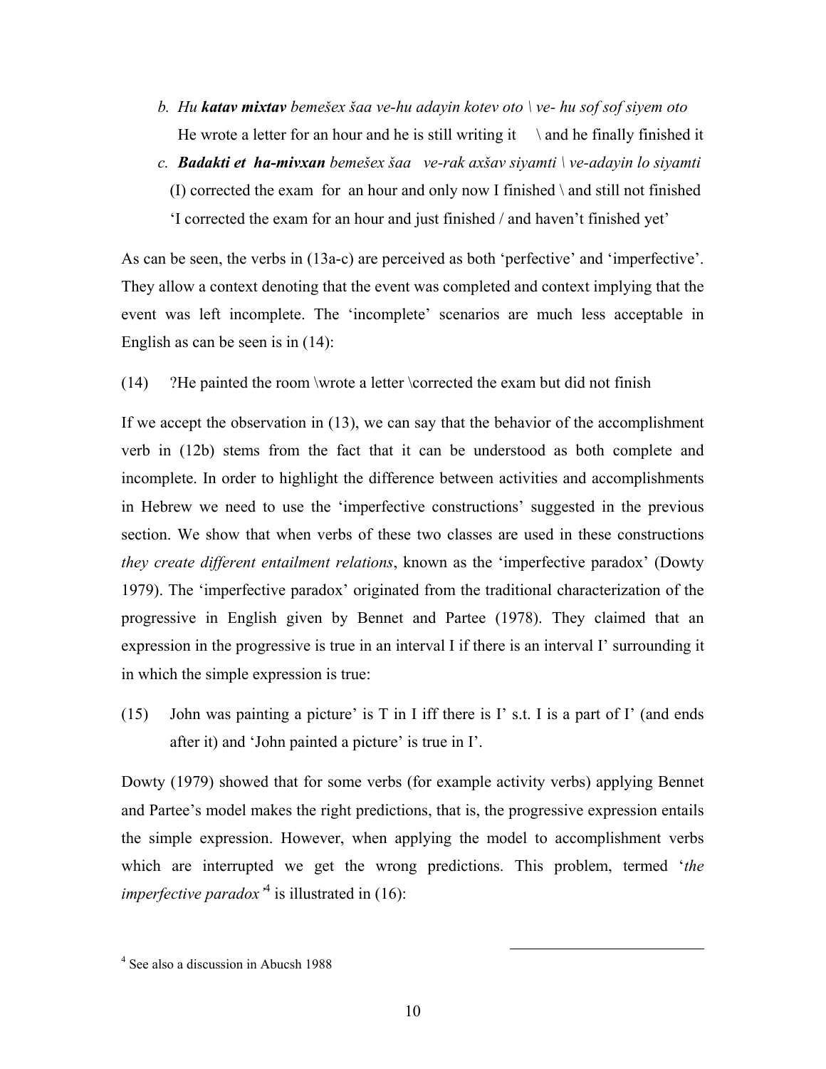b. *Hu* ***katav mixtav*** *bemešex šaa ve-hu adayin kotev oto \ ve- hu sof sof siyem oto*
   He wrote a letter for an hour and he is still writing it \ and he finally finished it

c. ***Badakti et ha-mivxan*** *bemešex šaa ve-rak axšav siyamti \ ve-adayin lo siyamti*
   (I) corrected the exam for an hour and only now I finished \ and still not finished
   'I corrected the exam for an hour and just finished / and haven't finished yet'

As can be seen, the verbs in (13a-c) are perceived as both 'perfective' and 'imperfective'. They allow a context denoting that the event was completed and context implying that the event was left incomplete. The 'incomplete' scenarios are much less acceptable in English as can be seen is in (14):

(14) ?He painted the room \wrote a letter \corrected the exam but did not finish

If we accept the observation in (13), we can say that the behavior of the accomplishment verb in (12b) stems from the fact that it can be understood as both complete and incomplete. In order to highlight the difference between activities and accomplishments in Hebrew we need to use the 'imperfective constructions' suggested in the previous section. We show that when verbs of these two classes are used in these constructions *they create different entailment relations*, known as the 'imperfective paradox' (Dowty 1979). The 'imperfective paradox' originated from the traditional characterization of the progressive in English given by Bennet and Partee (1978). They claimed that an expression in the progressive is true in an interval I if there is an interval I' surrounding it in which the simple expression is true:

(15) John was painting a picture' is T in I iff there is I' s.t. I is a part of I' (and ends after it) and 'John painted a picture' is true in I'.

Dowty (1979) showed that for some verbs (for example activity verbs) applying Bennet and Partee's model makes the right predictions, that is, the progressive expression entails the simple expression. However, when applying the model to accomplishment verbs which are interrupted we get the wrong predictions. This problem, termed '*the imperfective paradox*'[4] is illustrated in (16):

[4] See also a discussion in Abucsh 1988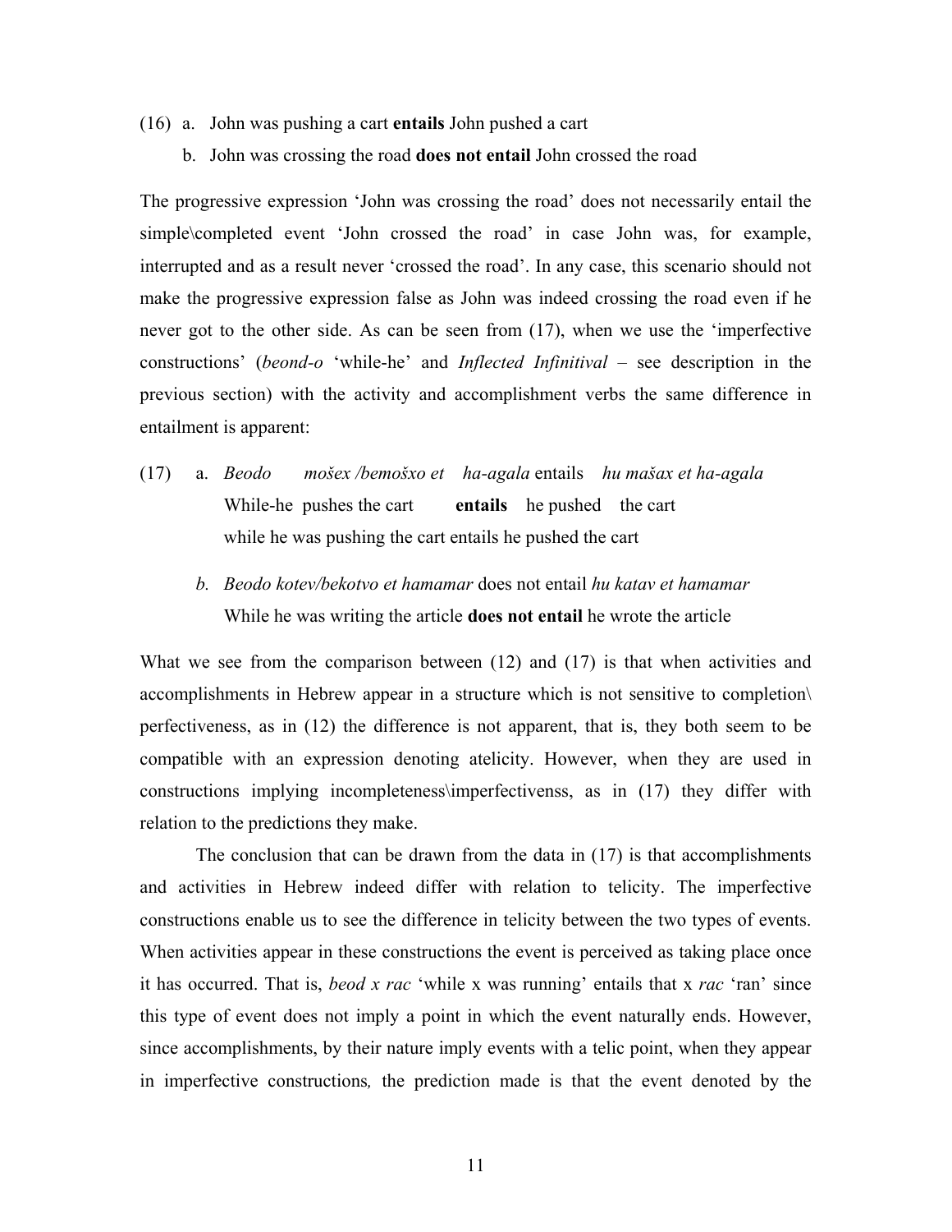(16) a. John was pushing a cart **entails** John pushed a cart

b. John was crossing the road **does not entail** John crossed the road

The progressive expression 'John was crossing the road' does not necessarily entail the simple\completed event 'John crossed the road' in case John was, for example, interrupted and as a result never 'crossed the road'. In any case, this scenario should not make the progressive expression false as John was indeed crossing the road even if he never got to the other side. As can be seen from (17), when we use the 'imperfective constructions' (*beond-o* 'while-he' and *Inflected Infinitival* – see description in the previous section) with the activity and accomplishment verbs the same difference in entailment is apparent:

(17) a. *Beodo mošex /bemošxo et ha-agala* entails *hu mašax et ha-agala*
While-he pushes the cart **entails** he pushed the cart
while he was pushing the cart entails he pushed the cart

*b. Beodo kotev/bekotvo et hamamar* does not entail *hu katav et hamamar*
While he was writing the article **does not entail** he wrote the article

What we see from the comparison between (12) and (17) is that when activities and accomplishments in Hebrew appear in a structure which is not sensitive to completion\ perfectiveness, as in (12) the difference is not apparent, that is, they both seem to be compatible with an expression denoting atelicity. However, when they are used in constructions implying incompleteness\imperfectivenss, as in (17) they differ with relation to the predictions they make.

The conclusion that can be drawn from the data in (17) is that accomplishments and activities in Hebrew indeed differ with relation to telicity. The imperfective constructions enable us to see the difference in telicity between the two types of events. When activities appear in these constructions the event is perceived as taking place once it has occurred. That is, *beod x rac* 'while x was running' entails that x *rac* 'ran' since this type of event does not imply a point in which the event naturally ends. However, since accomplishments, by their nature imply events with a telic point, when they appear in imperfective constructions*,* the prediction made is that the event denoted by the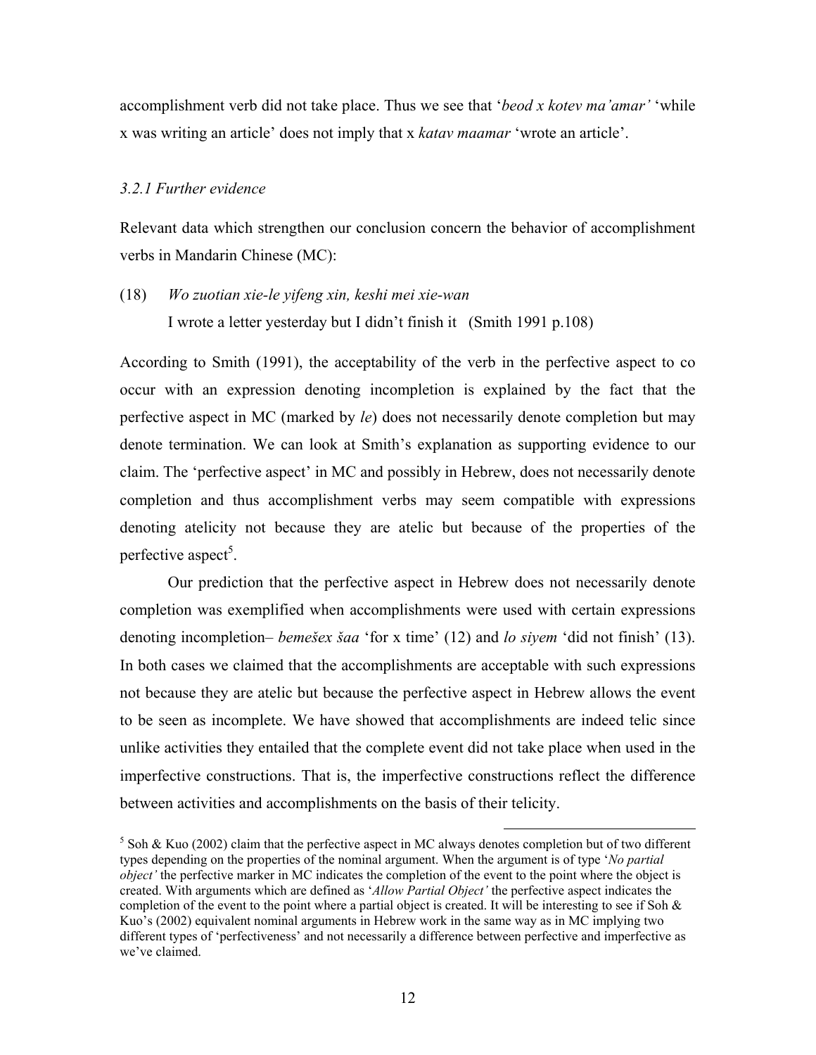accomplishment verb did not take place. Thus we see that '*beod x kotev ma'amar'* 'while x was writing an article' does not imply that x *katav maamar* 'wrote an article'.

### *3.2.1 Further evidence*

Relevant data which strengthen our conclusion concern the behavior of accomplishment verbs in Mandarin Chinese (MC):

(18) *Wo zuotian xie-le yifeng xin, keshi mei xie-wan*
I wrote a letter yesterday but I didn't finish it (Smith 1991 p.108)

According to Smith (1991), the acceptability of the verb in the perfective aspect to co occur with an expression denoting incompletion is explained by the fact that the perfective aspect in MC (marked by *le*) does not necessarily denote completion but may denote termination. We can look at Smith's explanation as supporting evidence to our claim. The 'perfective aspect' in MC and possibly in Hebrew, does not necessarily denote completion and thus accomplishment verbs may seem compatible with expressions denoting atelicity not because they are atelic but because of the properties of the perfective aspect[5].

Our prediction that the perfective aspect in Hebrew does not necessarily denote completion was exemplified when accomplishments were used with certain expressions denoting incompletion– *bemešex šaa* 'for x time' (12) and *lo siyem* 'did not finish' (13). In both cases we claimed that the accomplishments are acceptable with such expressions not because they are atelic but because the perfective aspect in Hebrew allows the event to be seen as incomplete. We have showed that accomplishments are indeed telic since unlike activities they entailed that the complete event did not take place when used in the imperfective constructions. That is, the imperfective constructions reflect the difference between activities and accomplishments on the basis of their telicity.

[5] Soh & Kuo (2002) claim that the perfective aspect in MC always denotes completion but of two different types depending on the properties of the nominal argument. When the argument is of type '*No partial object'* the perfective marker in MC indicates the completion of the event to the point where the object is created. With arguments which are defined as '*Allow Partial Object'* the perfective aspect indicates the completion of the event to the point where a partial object is created. It will be interesting to see if Soh & Kuo's (2002) equivalent nominal arguments in Hebrew work in the same way as in MC implying two different types of 'perfectiveness' and not necessarily a difference between perfective and imperfective as we've claimed.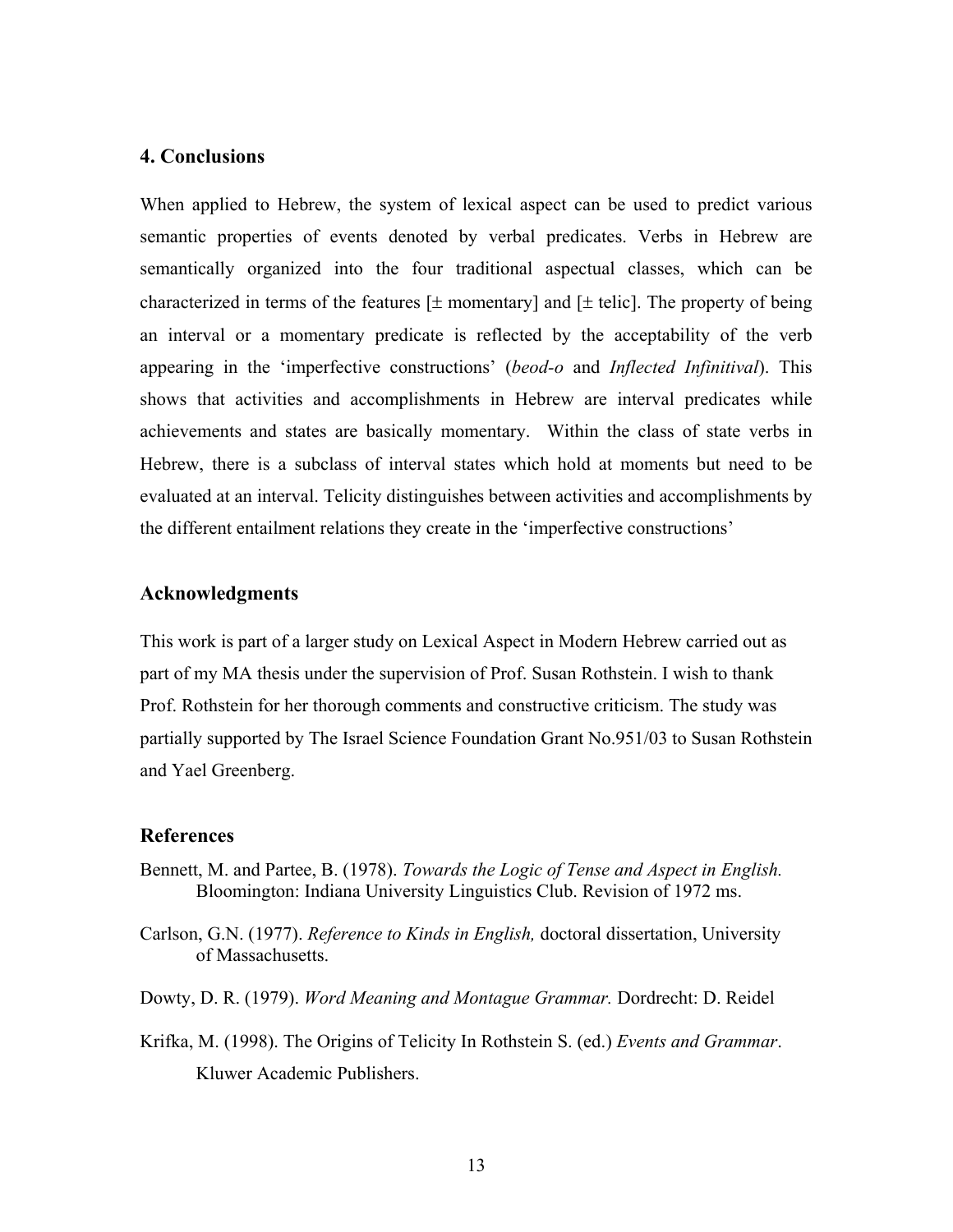## 4. Conclusions

When applied to Hebrew, the system of lexical aspect can be used to predict various semantic properties of events denoted by verbal predicates. Verbs in Hebrew are semantically organized into the four traditional aspectual classes, which can be characterized in terms of the features [± momentary] and [± telic]. The property of being an interval or a momentary predicate is reflected by the acceptability of the verb appearing in the 'imperfective constructions' (*beod-o* and *Inflected Infinitival*). This shows that activities and accomplishments in Hebrew are interval predicates while achievements and states are basically momentary. Within the class of state verbs in Hebrew, there is a subclass of interval states which hold at moments but need to be evaluated at an interval. Telicity distinguishes between activities and accomplishments by the different entailment relations they create in the 'imperfective constructions'

## Acknowledgments

This work is part of a larger study on Lexical Aspect in Modern Hebrew carried out as part of my MA thesis under the supervision of Prof. Susan Rothstein. I wish to thank Prof. Rothstein for her thorough comments and constructive criticism. The study was partially supported by The Israel Science Foundation Grant No.951/03 to Susan Rothstein and Yael Greenberg.

## References

Bennett, M. and Partee, B. (1978). *Towards the Logic of Tense and Aspect in English.* Bloomington: Indiana University Linguistics Club. Revision of 1972 ms.

Carlson, G.N. (1977). *Reference to Kinds in English,* doctoral dissertation, University of Massachusetts.

Dowty, D. R. (1979). *Word Meaning and Montague Grammar.* Dordrecht: D. Reidel

Krifka, M. (1998). The Origins of Telicity In Rothstein S. (ed.) *Events and Grammar*. Kluwer Academic Publishers.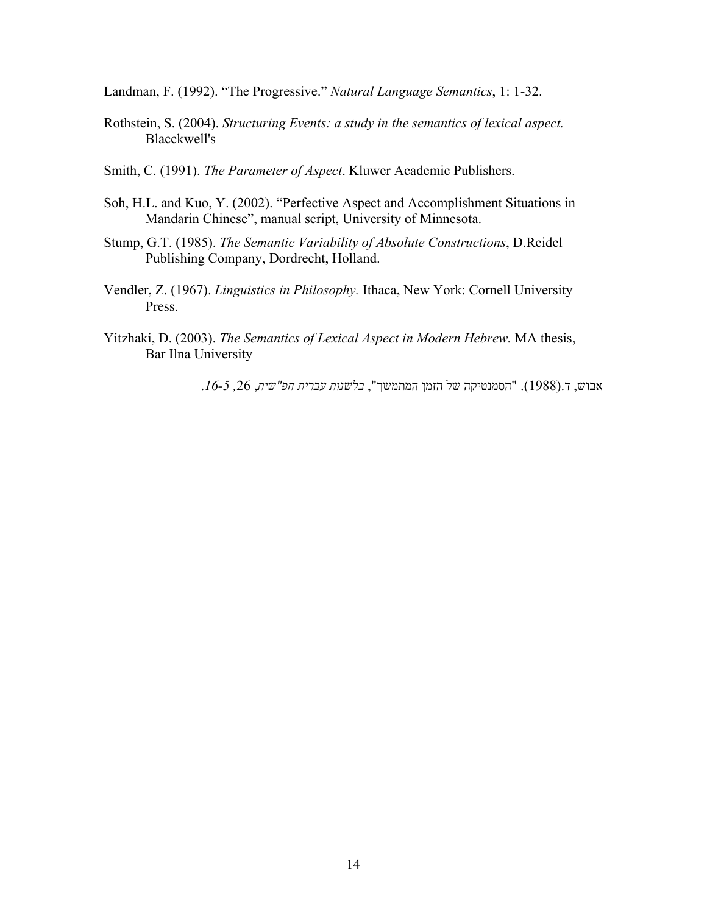Landman, F. (1992). “The Progressive.” *Natural Language Semantics*, 1: 1-32.

Rothstein, S. (2004). *Structuring Events: a study in the semantics of lexical aspect.* Blacckwell's

Smith, C. (1991). *The Parameter of Aspect*. Kluwer Academic Publishers.

Soh, H.L. and Kuo, Y. (2002). “Perfective Aspect and Accomplishment Situations in Mandarin Chinese”, manual script, University of Minnesota.

Stump, G.T. (1985). *The Semantic Variability of Absolute Constructions*, D.Reidel Publishing Company, Dordrecht, Holland.

Vendler, Z. (1967). *Linguistics in Philosophy.* Ithaca, New York: Cornell University Press.

Yitzhaki, D. (2003). *The Semantics of Lexical Aspect in Modern Hebrew.* MA thesis, Bar Ilna University

אבוש, ד.(1988). "הסמנטיקה של הזמן המתמשך", *בלשנות עברית חפ"שית*, 26, *5-16*.